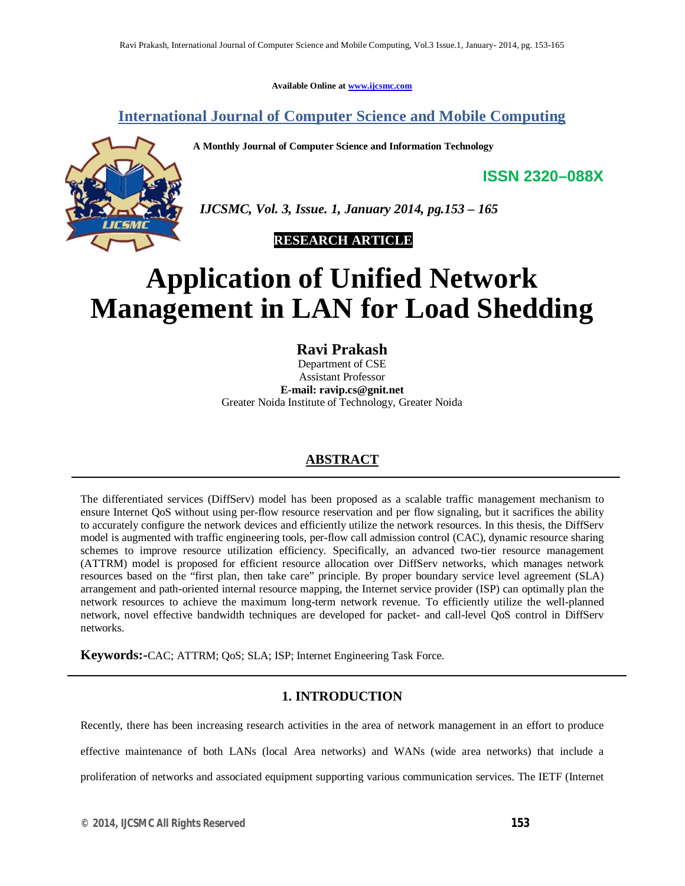Available Online at www.ijcsmc.com

# International Journal of Computer Science and Mobile Computing

**A Monthly Journal of Computer Science and Information Technology**

**ISSN 2320–088X**

*IJCSMC, Vol. 3, Issue. 1, January 2014, pg.153 – 165*

**RESEARCH ARTICLE**

# Application of Unified Network Management in LAN for Load Shedding

**Ravi Prakash**
Department of CSE
Assistant Professor
**E-mail: ravip.cs@gnit.net**
Greater Noida Institute of Technology, Greater Noida

## ABSTRACT

The differentiated services (DiffServ) model has been proposed as a scalable traffic management mechanism to ensure Internet QoS without using per-flow resource reservation and per flow signaling, but it sacrifices the ability to accurately configure the network devices and efficiently utilize the network resources. In this thesis, the DiffServ model is augmented with traffic engineering tools, per-flow call admission control (CAC), dynamic resource sharing schemes to improve resource utilization efficiency. Specifically, an advanced two-tier resource management (ATTRM) model is proposed for efficient resource allocation over DiffServ networks, which manages network resources based on the "first plan, then take care" principle. By proper boundary service level agreement (SLA) arrangement and path-oriented internal resource mapping, the Internet service provider (ISP) can optimally plan the network resources to achieve the maximum long-term network revenue. To efficiently utilize the well-planned network, novel effective bandwidth techniques are developed for packet- and call-level QoS control in DiffServ networks.

**Keywords:-**CAC; ATTRM; QoS; SLA; ISP; Internet Engineering Task Force.

## 1. INTRODUCTION

Recently, there has been increasing research activities in the area of network management in an effort to produce effective maintenance of both LANs (local Area networks) and WANs (wide area networks) that include a proliferation of networks and associated equipment supporting various communication services. The IETF (Internet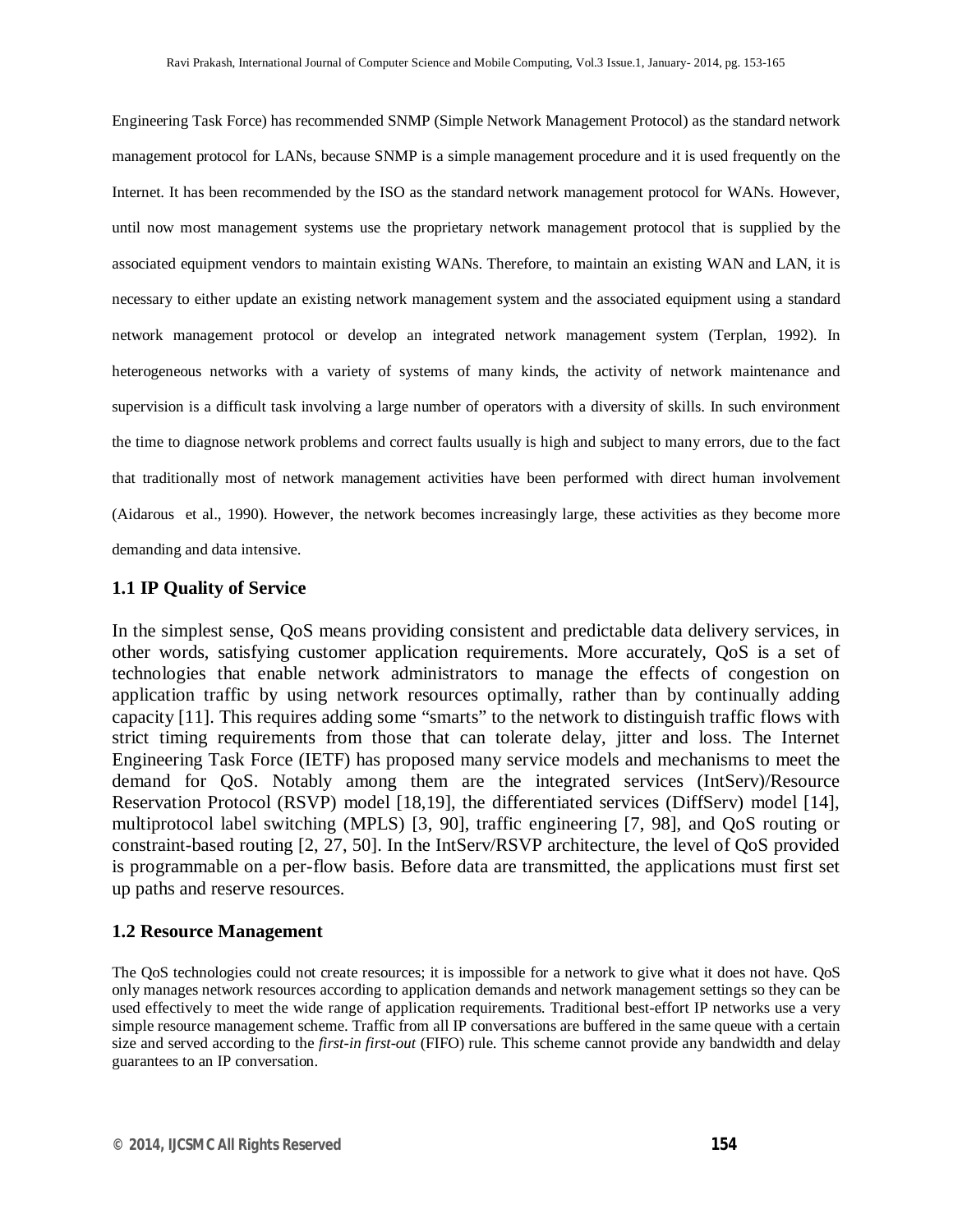Engineering Task Force) has recommended SNMP (Simple Network Management Protocol) as the standard network management protocol for LANs, because SNMP is a simple management procedure and it is used frequently on the Internet. It has been recommended by the ISO as the standard network management protocol for WANs. However, until now most management systems use the proprietary network management protocol that is supplied by the associated equipment vendors to maintain existing WANs. Therefore, to maintain an existing WAN and LAN, it is necessary to either update an existing network management system and the associated equipment using a standard network management protocol or develop an integrated network management system (Terplan, 1992). In heterogeneous networks with a variety of systems of many kinds, the activity of network maintenance and supervision is a difficult task involving a large number of operators with a diversity of skills. In such environment the time to diagnose network problems and correct faults usually is high and subject to many errors, due to the fact that traditionally most of network management activities have been performed with direct human involvement (Aidarous et al., 1990). However, the network becomes increasingly large, these activities as they become more demanding and data intensive.

### 1.1 IP Quality of Service

In the simplest sense, QoS means providing consistent and predictable data delivery services, in other words, satisfying customer application requirements. More accurately, QoS is a set of technologies that enable network administrators to manage the effects of congestion on application traffic by using network resources optimally, rather than by continually adding capacity [11]. This requires adding some "smarts" to the network to distinguish traffic flows with strict timing requirements from those that can tolerate delay, jitter and loss. The Internet Engineering Task Force (IETF) has proposed many service models and mechanisms to meet the demand for QoS. Notably among them are the integrated services (IntServ)/Resource Reservation Protocol (RSVP) model [18,19], the differentiated services (DiffServ) model [14], multiprotocol label switching (MPLS) [3, 90], traffic engineering [7, 98], and QoS routing or constraint-based routing [2, 27, 50]. In the IntServ/RSVP architecture, the level of QoS provided is programmable on a per-flow basis. Before data are transmitted, the applications must first set up paths and reserve resources.

### 1.2 Resource Management

The QoS technologies could not create resources; it is impossible for a network to give what it does not have. QoS only manages network resources according to application demands and network management settings so they can be used effectively to meet the wide range of application requirements. Traditional best-effort IP networks use a very simple resource management scheme. Traffic from all IP conversations are buffered in the same queue with a certain size and served according to the *first-in first-out* (FIFO) rule. This scheme cannot provide any bandwidth and delay guarantees to an IP conversation.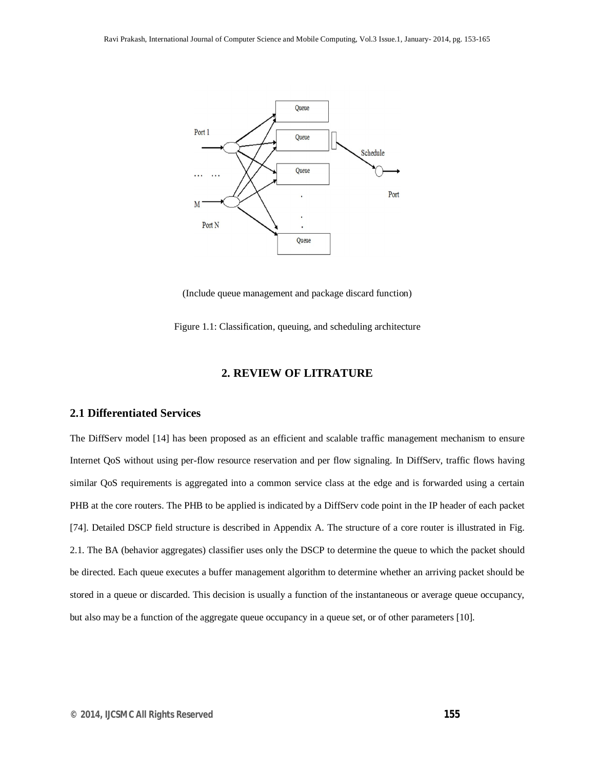(Include queue management and package discard function)

Figure 1.1: Classification, queuing, and scheduling architecture

## 2. REVIEW OF LITRATURE

### 2.1 Differentiated Services

The DiffServ model [14] has been proposed as an efficient and scalable traffic management mechanism to ensure Internet QoS without using per-flow resource reservation and per flow signaling. In DiffServ, traffic flows having similar QoS requirements is aggregated into a common service class at the edge and is forwarded using a certain PHB at the core routers. The PHB to be applied is indicated by a DiffServ code point in the IP header of each packet [74]. Detailed DSCP field structure is described in Appendix A. The structure of a core router is illustrated in Fig. 2.1. The BA (behavior aggregates) classifier uses only the DSCP to determine the queue to which the packet should be directed. Each queue executes a buffer management algorithm to determine whether an arriving packet should be stored in a queue or discarded. This decision is usually a function of the instantaneous or average queue occupancy, but also may be a function of the aggregate queue occupancy in a queue set, or of other parameters [10].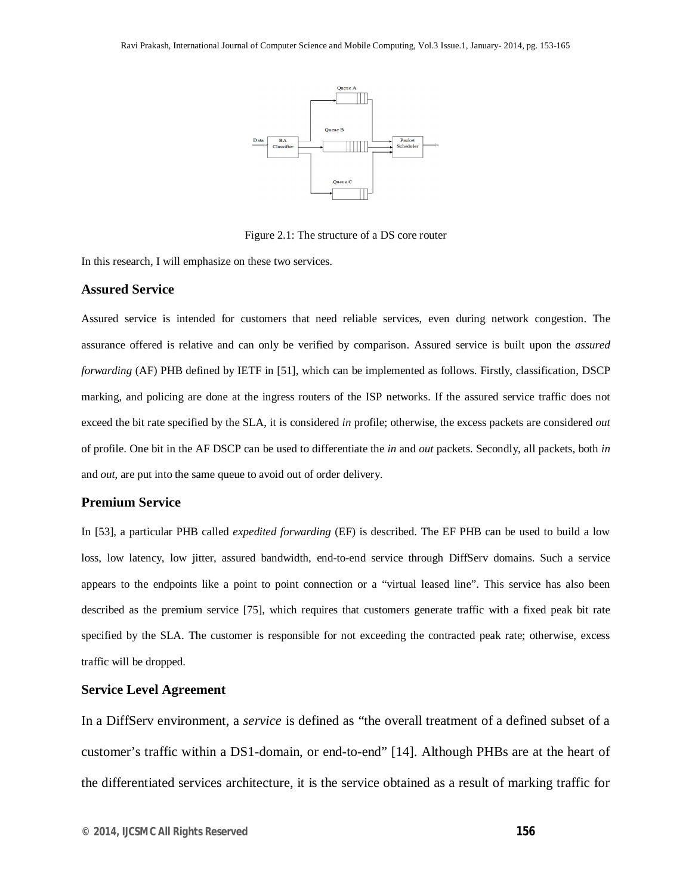Figure 2.1: The structure of a DS core router

In this research, I will emphasize on these two services.

### Assured Service

Assured service is intended for customers that need reliable services, even during network congestion. The assurance offered is relative and can only be verified by comparison. Assured service is built upon the *assured forwarding* (AF) PHB defined by IETF in [51], which can be implemented as follows. Firstly, classification, DSCP marking, and policing are done at the ingress routers of the ISP networks. If the assured service traffic does not exceed the bit rate specified by the SLA, it is considered *in* profile; otherwise, the excess packets are considered *out* of profile. One bit in the AF DSCP can be used to differentiate the *in* and *out* packets. Secondly, all packets, both *in* and *out*, are put into the same queue to avoid out of order delivery.

### Premium Service

In [53], a particular PHB called *expedited forwarding* (EF) is described. The EF PHB can be used to build a low loss, low latency, low jitter, assured bandwidth, end-to-end service through DiffServ domains. Such a service appears to the endpoints like a point to point connection or a “virtual leased line”. This service has also been described as the premium service [75], which requires that customers generate traffic with a fixed peak bit rate specified by the SLA. The customer is responsible for not exceeding the contracted peak rate; otherwise, excess traffic will be dropped.

### Service Level Agreement

In a DiffServ environment, a *service* is defined as “the overall treatment of a defined subset of a customer’s traffic within a DS1-domain, or end-to-end” [14]. Although PHBs are at the heart of the differentiated services architecture, it is the service obtained as a result of marking traffic for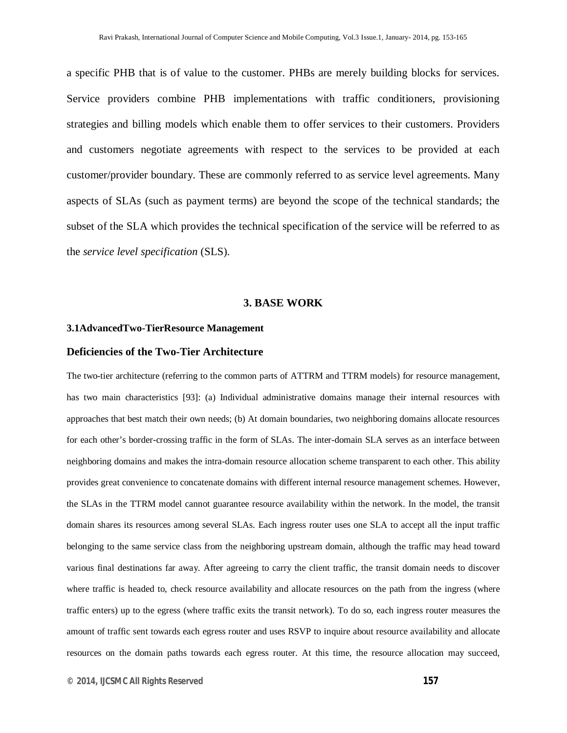a specific PHB that is of value to the customer. PHBs are merely building blocks for services. Service providers combine PHB implementations with traffic conditioners, provisioning strategies and billing models which enable them to offer services to their customers. Providers and customers negotiate agreements with respect to the services to be provided at each customer/provider boundary. These are commonly referred to as service level agreements. Many aspects of SLAs (such as payment terms) are beyond the scope of the technical standards; the subset of the SLA which provides the technical specification of the service will be referred to as the *service level specification* (SLS).

## 3. BASE WORK

### 3.1AdvancedTwo-TierResource Management

### Deficiencies of the Two-Tier Architecture

The two-tier architecture (referring to the common parts of ATTRM and TTRM models) for resource management, has two main characteristics [93]: (a) Individual administrative domains manage their internal resources with approaches that best match their own needs; (b) At domain boundaries, two neighboring domains allocate resources for each other's border-crossing traffic in the form of SLAs. The inter-domain SLA serves as an interface between neighboring domains and makes the intra-domain resource allocation scheme transparent to each other. This ability provides great convenience to concatenate domains with different internal resource management schemes. However, the SLAs in the TTRM model cannot guarantee resource availability within the network. In the model, the transit domain shares its resources among several SLAs. Each ingress router uses one SLA to accept all the input traffic belonging to the same service class from the neighboring upstream domain, although the traffic may head toward various final destinations far away. After agreeing to carry the client traffic, the transit domain needs to discover where traffic is headed to, check resource availability and allocate resources on the path from the ingress (where traffic enters) up to the egress (where traffic exits the transit network). To do so, each ingress router measures the amount of traffic sent towards each egress router and uses RSVP to inquire about resource availability and allocate resources on the domain paths towards each egress router. At this time, the resource allocation may succeed,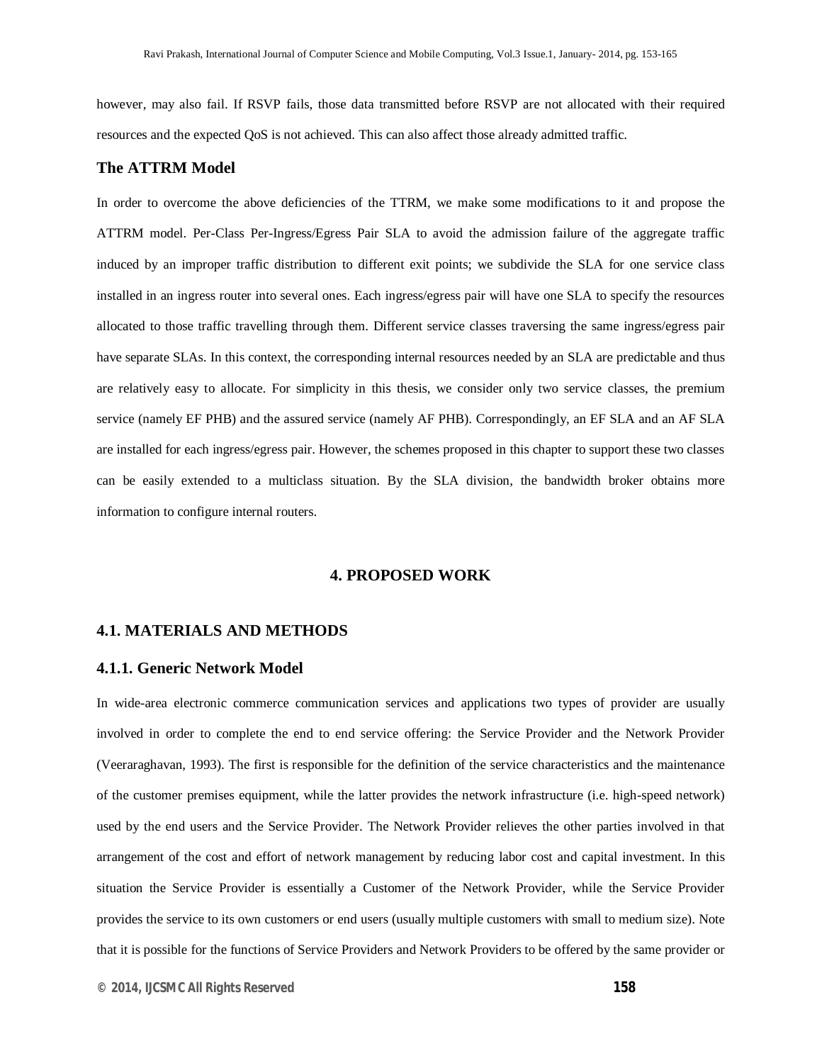however, may also fail. If RSVP fails, those data transmitted before RSVP are not allocated with their required resources and the expected QoS is not achieved. This can also affect those already admitted traffic.

### The ATTRM Model

In order to overcome the above deficiencies of the TTRM, we make some modifications to it and propose the ATTRM model. Per-Class Per-Ingress/Egress Pair SLA to avoid the admission failure of the aggregate traffic induced by an improper traffic distribution to different exit points; we subdivide the SLA for one service class installed in an ingress router into several ones. Each ingress/egress pair will have one SLA to specify the resources allocated to those traffic travelling through them. Different service classes traversing the same ingress/egress pair have separate SLAs. In this context, the corresponding internal resources needed by an SLA are predictable and thus are relatively easy to allocate. For simplicity in this thesis, we consider only two service classes, the premium service (namely EF PHB) and the assured service (namely AF PHB). Correspondingly, an EF SLA and an AF SLA are installed for each ingress/egress pair. However, the schemes proposed in this chapter to support these two classes can be easily extended to a multiclass situation. By the SLA division, the bandwidth broker obtains more information to configure internal routers.

## 4. PROPOSED WORK

### 4.1. MATERIALS AND METHODS

### 4.1.1. Generic Network Model

In wide-area electronic commerce communication services and applications two types of provider are usually involved in order to complete the end to end service offering: the Service Provider and the Network Provider (Veeraraghavan, 1993). The first is responsible for the definition of the service characteristics and the maintenance of the customer premises equipment, while the latter provides the network infrastructure (i.e. high-speed network) used by the end users and the Service Provider. The Network Provider relieves the other parties involved in that arrangement of the cost and effort of network management by reducing labor cost and capital investment. In this situation the Service Provider is essentially a Customer of the Network Provider, while the Service Provider provides the service to its own customers or end users (usually multiple customers with small to medium size). Note that it is possible for the functions of Service Providers and Network Providers to be offered by the same provider or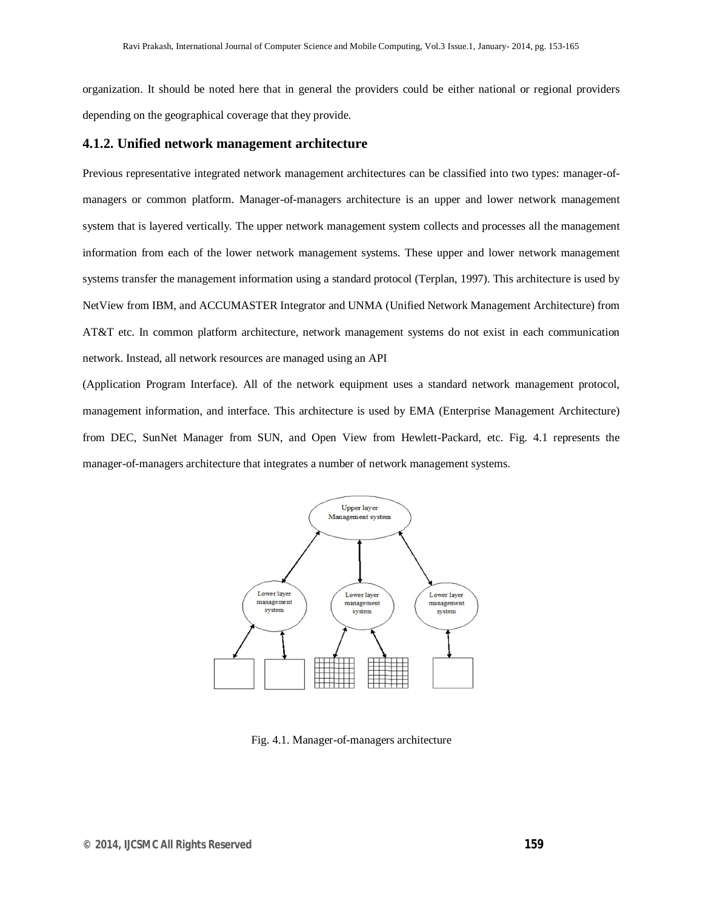organization. It should be noted here that in general the providers could be either national or regional providers depending on the geographical coverage that they provide.

### 4.1.2. Unified network management architecture

Previous representative integrated network management architectures can be classified into two types: manager-of-managers or common platform. Manager-of-managers architecture is an upper and lower network management system that is layered vertically. The upper network management system collects and processes all the management information from each of the lower network management systems. These upper and lower network management systems transfer the management information using a standard protocol (Terplan, 1997). This architecture is used by NetView from IBM, and ACCUMASTER Integrator and UNMA (Unified Network Management Architecture) from AT&T etc. In common platform architecture, network management systems do not exist in each communication network. Instead, all network resources are managed using an API

(Application Program Interface). All of the network equipment uses a standard network management protocol, management information, and interface. This architecture is used by EMA (Enterprise Management Architecture) from DEC, SunNet Manager from SUN, and Open View from Hewlett-Packard, etc. Fig. 4.1 represents the manager-of-managers architecture that integrates a number of network management systems.

Fig. 4.1. Manager-of-managers architecture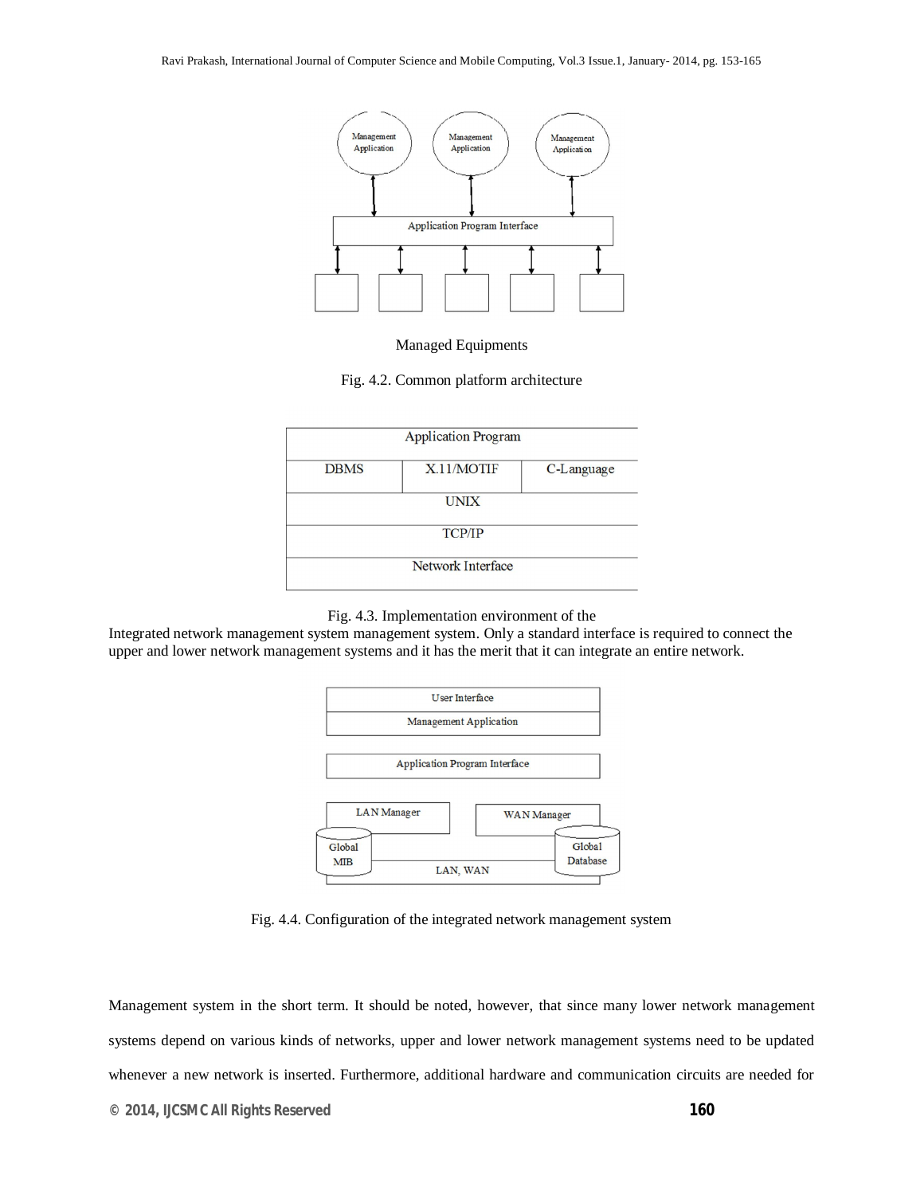Managed Equipments

Fig. 4.2. Common platform architecture

| Application Program | | |
|---|---|---|
| DBMS | X.11/MOTIF | C-Language |
| UNIX | | |
| TCP/IP | | |
| Network Interface | | |

Fig. 4.3. Implementation environment of the

Integrated network management system management system. Only a standard interface is required to connect the upper and lower network management systems and it has the merit that it can integrate an entire network.

Fig. 4.4. Configuration of the integrated network management system

Management system in the short term. It should be noted, however, that since many lower network management systems depend on various kinds of networks, upper and lower network management systems need to be updated whenever a new network is inserted. Furthermore, additional hardware and communication circuits are needed for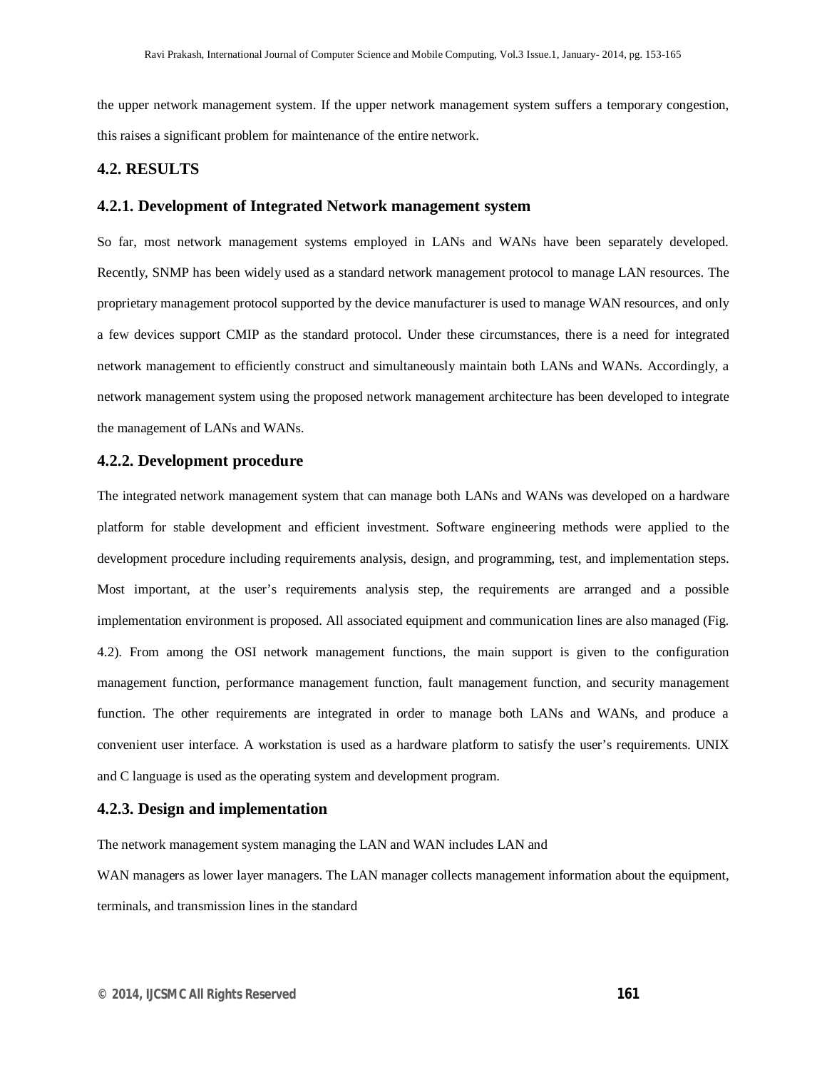the upper network management system. If the upper network management system suffers a temporary congestion, this raises a significant problem for maintenance of the entire network.

## 4.2. RESULTS

### 4.2.1. Development of Integrated Network management system

So far, most network management systems employed in LANs and WANs have been separately developed. Recently, SNMP has been widely used as a standard network management protocol to manage LAN resources. The proprietary management protocol supported by the device manufacturer is used to manage WAN resources, and only a few devices support CMIP as the standard protocol. Under these circumstances, there is a need for integrated network management to efficiently construct and simultaneously maintain both LANs and WANs. Accordingly, a network management system using the proposed network management architecture has been developed to integrate the management of LANs and WANs.

### 4.2.2. Development procedure

The integrated network management system that can manage both LANs and WANs was developed on a hardware platform for stable development and efficient investment. Software engineering methods were applied to the development procedure including requirements analysis, design, and programming, test, and implementation steps. Most important, at the user's requirements analysis step, the requirements are arranged and a possible implementation environment is proposed. All associated equipment and communication lines are also managed (Fig. 4.2). From among the OSI network management functions, the main support is given to the configuration management function, performance management function, fault management function, and security management function. The other requirements are integrated in order to manage both LANs and WANs, and produce a convenient user interface. A workstation is used as a hardware platform to satisfy the user's requirements. UNIX and C language is used as the operating system and development program.

### 4.2.3. Design and implementation

The network management system managing the LAN and WAN includes LAN and WAN managers as lower layer managers. The LAN manager collects management information about the equipment, terminals, and transmission lines in the standard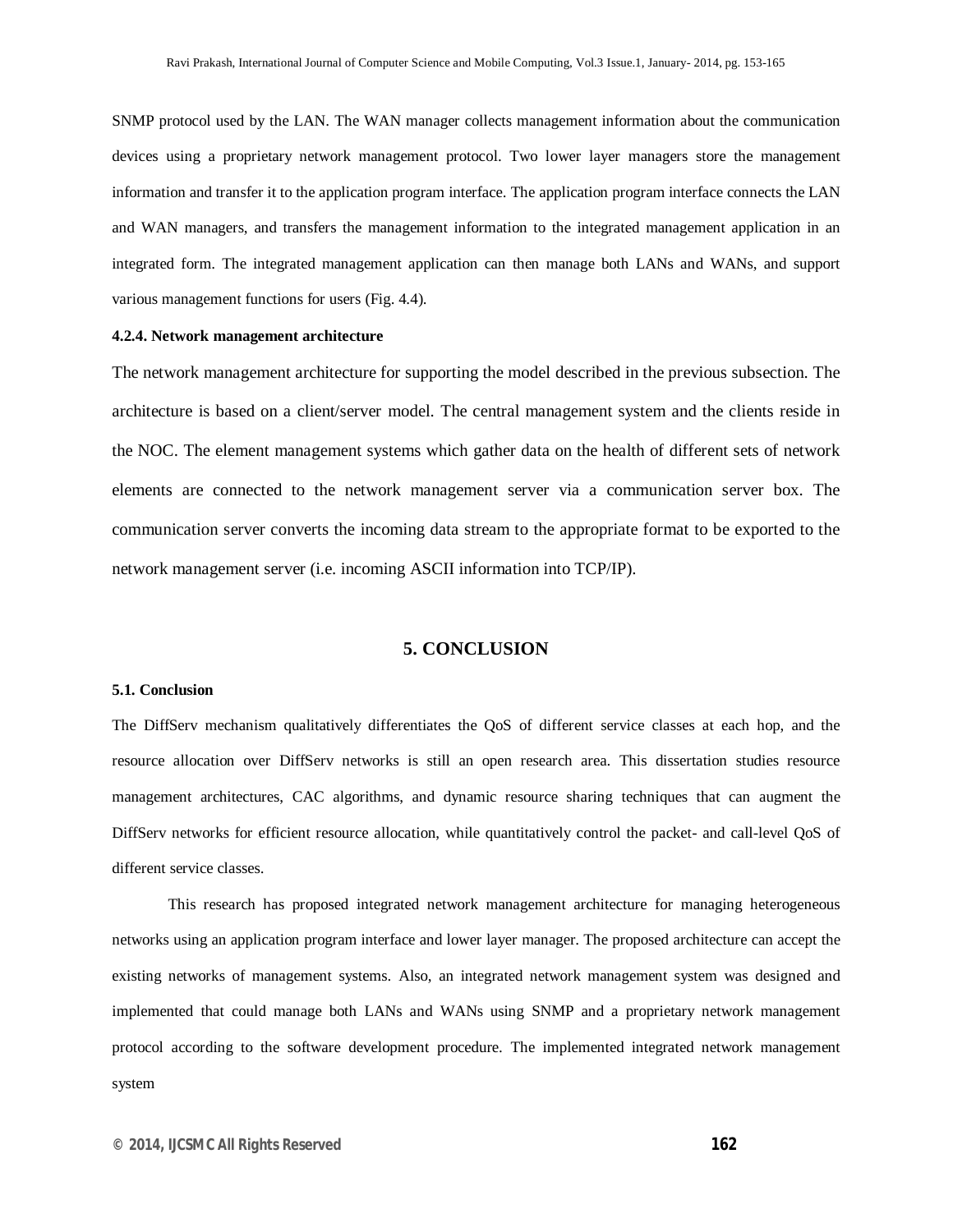SNMP protocol used by the LAN. The WAN manager collects management information about the communication devices using a proprietary network management protocol. Two lower layer managers store the management information and transfer it to the application program interface. The application program interface connects the LAN and WAN managers, and transfers the management information to the integrated management application in an integrated form. The integrated management application can then manage both LANs and WANs, and support various management functions for users (Fig. 4.4).

#### 4.2.4. Network management architecture

The network management architecture for supporting the model described in the previous subsection. The architecture is based on a client/server model. The central management system and the clients reside in the NOC. The element management systems which gather data on the health of different sets of network elements are connected to the network management server via a communication server box. The communication server converts the incoming data stream to the appropriate format to be exported to the network management server (i.e. incoming ASCII information into TCP/IP).

## 5. CONCLUSION

#### 5.1. Conclusion

The DiffServ mechanism qualitatively differentiates the QoS of different service classes at each hop, and the resource allocation over DiffServ networks is still an open research area. This dissertation studies resource management architectures, CAC algorithms, and dynamic resource sharing techniques that can augment the DiffServ networks for efficient resource allocation, while quantitatively control the packet- and call-level QoS of different service classes.

This research has proposed integrated network management architecture for managing heterogeneous networks using an application program interface and lower layer manager. The proposed architecture can accept the existing networks of management systems. Also, an integrated network management system was designed and implemented that could manage both LANs and WANs using SNMP and a proprietary network management protocol according to the software development procedure. The implemented integrated network management system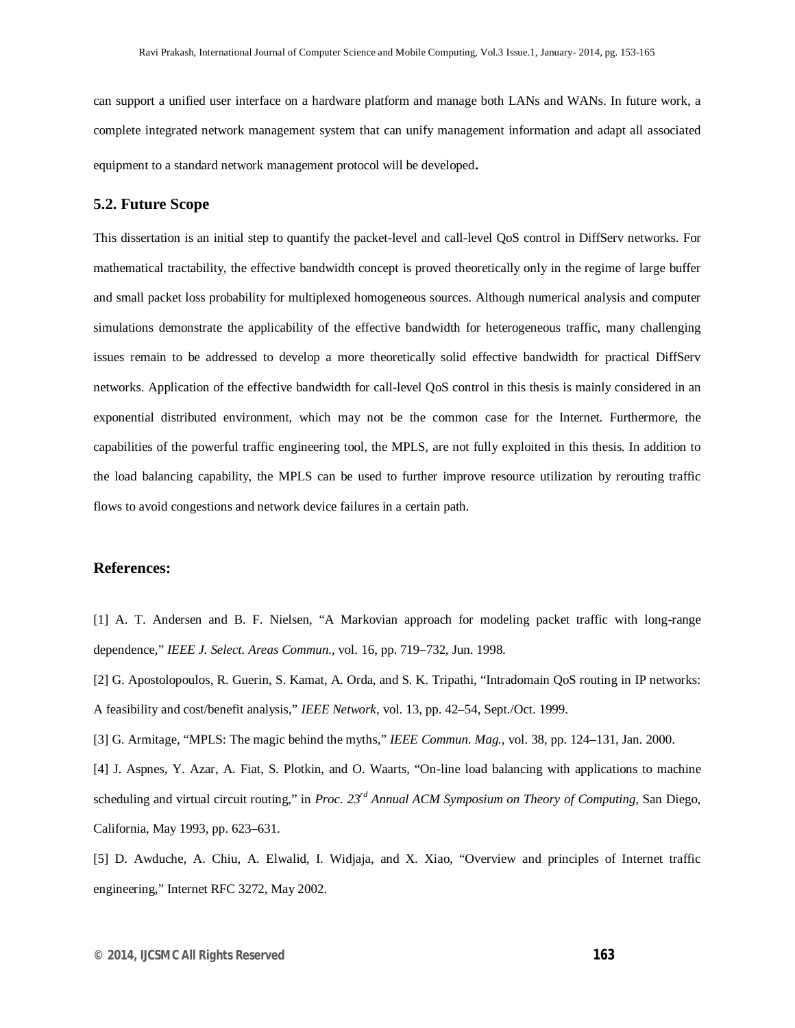can support a unified user interface on a hardware platform and manage both LANs and WANs. In future work, a complete integrated network management system that can unify management information and adapt all associated equipment to a standard network management protocol will be developed.

## 5.2. Future Scope

This dissertation is an initial step to quantify the packet-level and call-level QoS control in DiffServ networks. For mathematical tractability, the effective bandwidth concept is proved theoretically only in the regime of large buffer and small packet loss probability for multiplexed homogeneous sources. Although numerical analysis and computer simulations demonstrate the applicability of the effective bandwidth for heterogeneous traffic, many challenging issues remain to be addressed to develop a more theoretically solid effective bandwidth for practical DiffServ networks. Application of the effective bandwidth for call-level QoS control in this thesis is mainly considered in an exponential distributed environment, which may not be the common case for the Internet. Furthermore, the capabilities of the powerful traffic engineering tool, the MPLS, are not fully exploited in this thesis. In addition to the load balancing capability, the MPLS can be used to further improve resource utilization by rerouting traffic flows to avoid congestions and network device failures in a certain path.

## References:

[1] A. T. Andersen and B. F. Nielsen, "A Markovian approach for modeling packet traffic with long-range dependence," *IEEE J. Select. Areas Commun.*, vol. 16, pp. 719–732, Jun. 1998.

[2] G. Apostolopoulos, R. Guerin, S. Kamat, A. Orda, and S. K. Tripathi, "Intradomain QoS routing in IP networks: A feasibility and cost/benefit analysis," *IEEE Network*, vol. 13, pp. 42–54, Sept./Oct. 1999.

[3] G. Armitage, "MPLS: The magic behind the myths," *IEEE Commun. Mag.*, vol. 38, pp. 124–131, Jan. 2000.

[4] J. Aspnes, Y. Azar, A. Fiat, S. Plotkin, and O. Waarts, "On-line load balancing with applications to machine scheduling and virtual circuit routing," in *Proc. 23rd Annual ACM Symposium on Theory of Computing*, San Diego, California, May 1993, pp. 623–631.

[5] D. Awduche, A. Chiu, A. Elwalid, I. Widjaja, and X. Xiao, "Overview and principles of Internet traffic engineering," Internet RFC 3272, May 2002.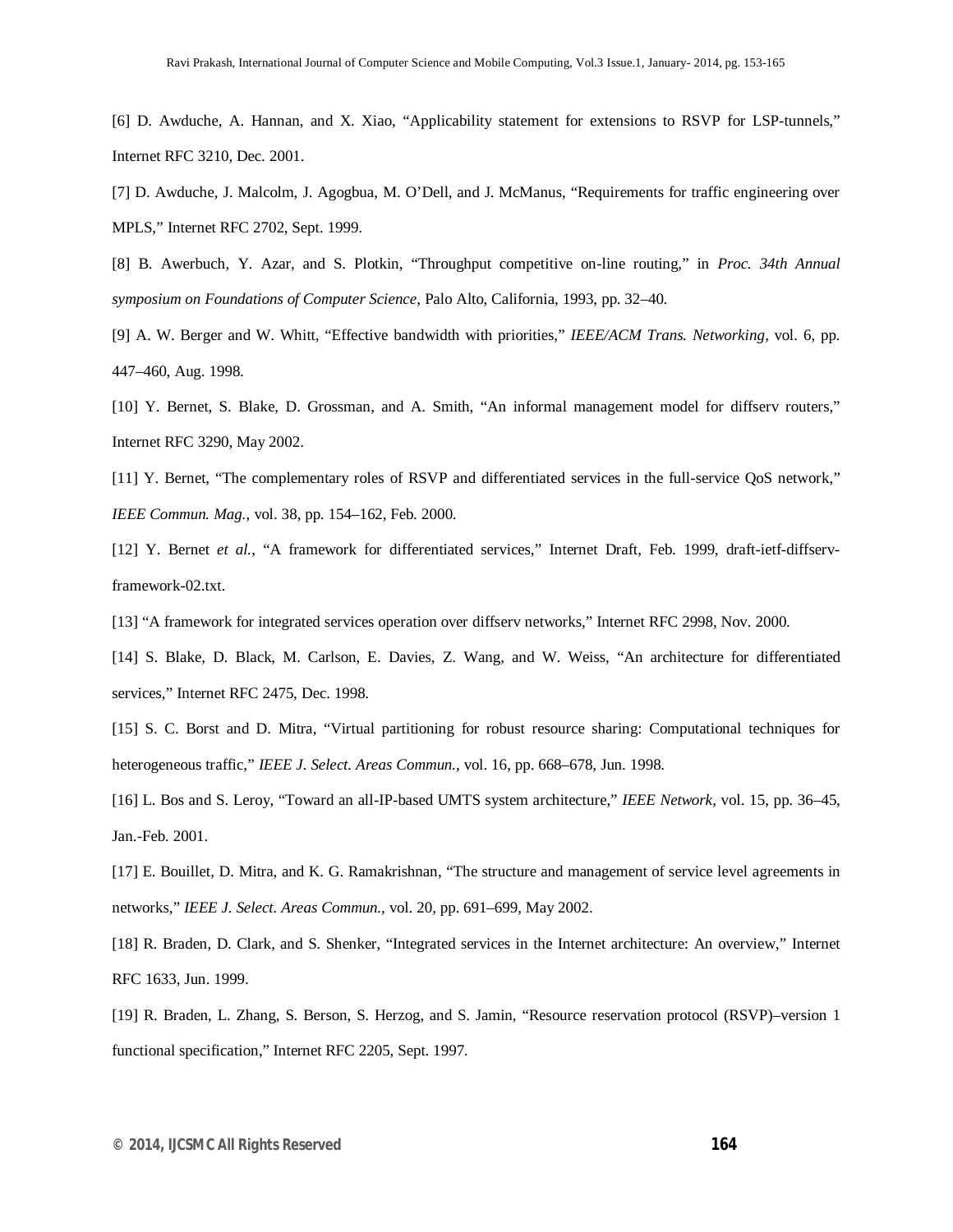[6] D. Awduche, A. Hannan, and X. Xiao, “Applicability statement for extensions to RSVP for LSP-tunnels,” Internet RFC 3210, Dec. 2001.

[7] D. Awduche, J. Malcolm, J. Agogbua, M. O’Dell, and J. McManus, “Requirements for traffic engineering over MPLS,” Internet RFC 2702, Sept. 1999.

[8] B. Awerbuch, Y. Azar, and S. Plotkin, “Throughput competitive on-line routing,” in *Proc. 34th Annual symposium on Foundations of Computer Science*, Palo Alto, California, 1993, pp. 32–40.

[9] A. W. Berger and W. Whitt, “Effective bandwidth with priorities,” *IEEE/ACM Trans. Networking*, vol. 6, pp. 447–460, Aug. 1998.

[10] Y. Bernet, S. Blake, D. Grossman, and A. Smith, “An informal management model for diffserv routers,” Internet RFC 3290, May 2002.

[11] Y. Bernet, “The complementary roles of RSVP and differentiated services in the full-service QoS network,” *IEEE Commun. Mag.*, vol. 38, pp. 154–162, Feb. 2000.

[12] Y. Bernet *et al.*, “A framework for differentiated services,” Internet Draft, Feb. 1999, draft-ietf-diffserv-framework-02.txt.

[13] “A framework for integrated services operation over diffserv networks,” Internet RFC 2998, Nov. 2000.

[14] S. Blake, D. Black, M. Carlson, E. Davies, Z. Wang, and W. Weiss, “An architecture for differentiated services,” Internet RFC 2475, Dec. 1998.

[15] S. C. Borst and D. Mitra, “Virtual partitioning for robust resource sharing: Computational techniques for heterogeneous traffic,” *IEEE J. Select. Areas Commun.*, vol. 16, pp. 668–678, Jun. 1998.

[16] L. Bos and S. Leroy, “Toward an all-IP-based UMTS system architecture,” *IEEE Network*, vol. 15, pp. 36–45, Jan.-Feb. 2001.

[17] E. Bouillet, D. Mitra, and K. G. Ramakrishnan, “The structure and management of service level agreements in networks,” *IEEE J. Select. Areas Commun.*, vol. 20, pp. 691–699, May 2002.

[18] R. Braden, D. Clark, and S. Shenker, “Integrated services in the Internet architecture: An overview,” Internet RFC 1633, Jun. 1999.

[19] R. Braden, L. Zhang, S. Berson, S. Herzog, and S. Jamin, “Resource reservation protocol (RSVP)–version 1 functional specification,” Internet RFC 2205, Sept. 1997.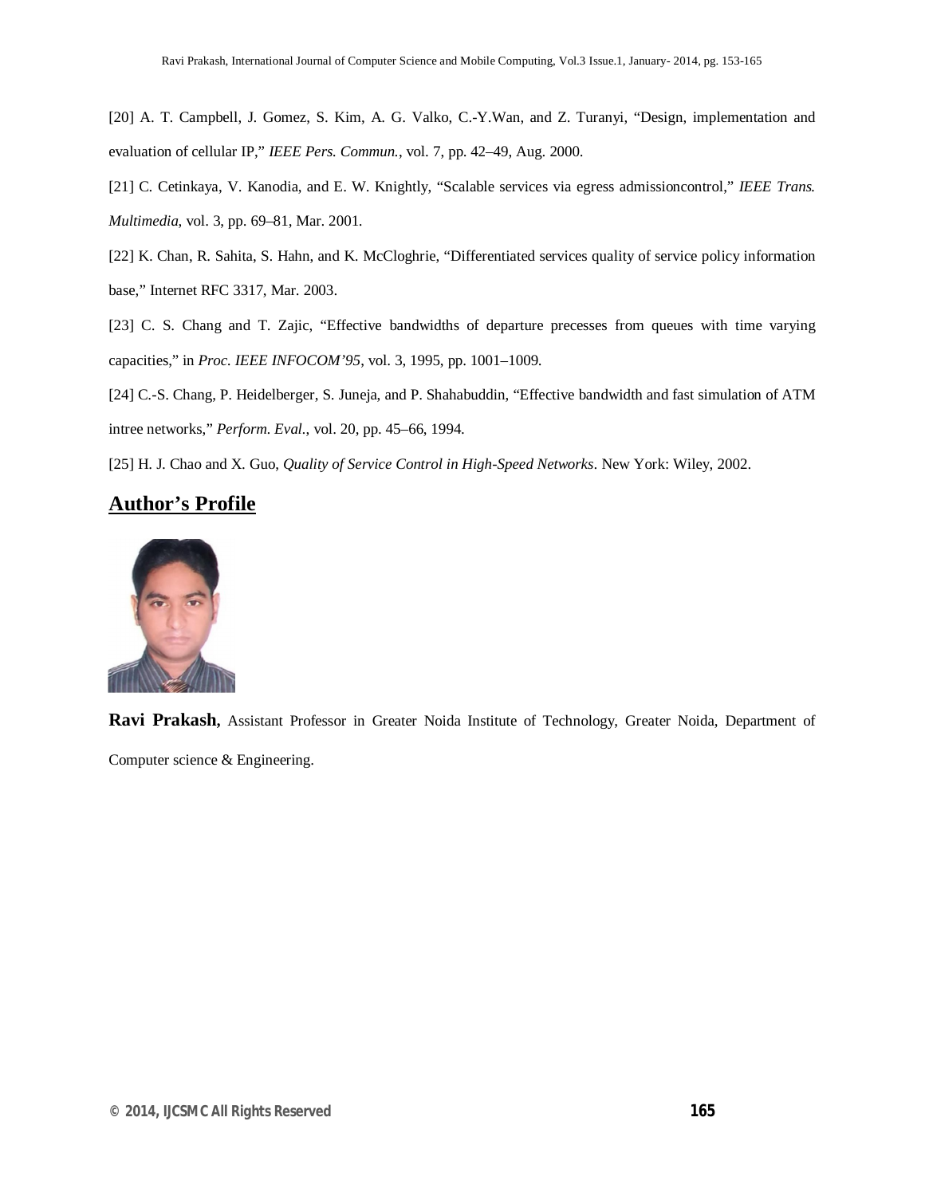[20] A. T. Campbell, J. Gomez, S. Kim, A. G. Valko, C.-Y.Wan, and Z. Turanyi, "Design, implementation and evaluation of cellular IP," *IEEE Pers. Commun.*, vol. 7, pp. 42–49, Aug. 2000.

[21] C. Cetinkaya, V. Kanodia, and E. W. Knightly, "Scalable services via egress admissioncontrol," *IEEE Trans. Multimedia*, vol. 3, pp. 69–81, Mar. 2001.

[22] K. Chan, R. Sahita, S. Hahn, and K. McCloghrie, "Differentiated services quality of service policy information base," Internet RFC 3317, Mar. 2003.

[23] C. S. Chang and T. Zajic, "Effective bandwidths of departure precesses from queues with time varying capacities," in *Proc. IEEE INFOCOM'95*, vol. 3, 1995, pp. 1001–1009.

[24] C.-S. Chang, P. Heidelberger, S. Juneja, and P. Shahabuddin, "Effective bandwidth and fast simulation of ATM intree networks," *Perform. Eval.*, vol. 20, pp. 45–66, 1994.

[25] H. J. Chao and X. Guo, *Quality of Service Control in High-Speed Networks*. New York: Wiley, 2002.

## Author's Profile

**Ravi Prakash**, Assistant Professor in Greater Noida Institute of Technology, Greater Noida, Department of Computer science & Engineering.